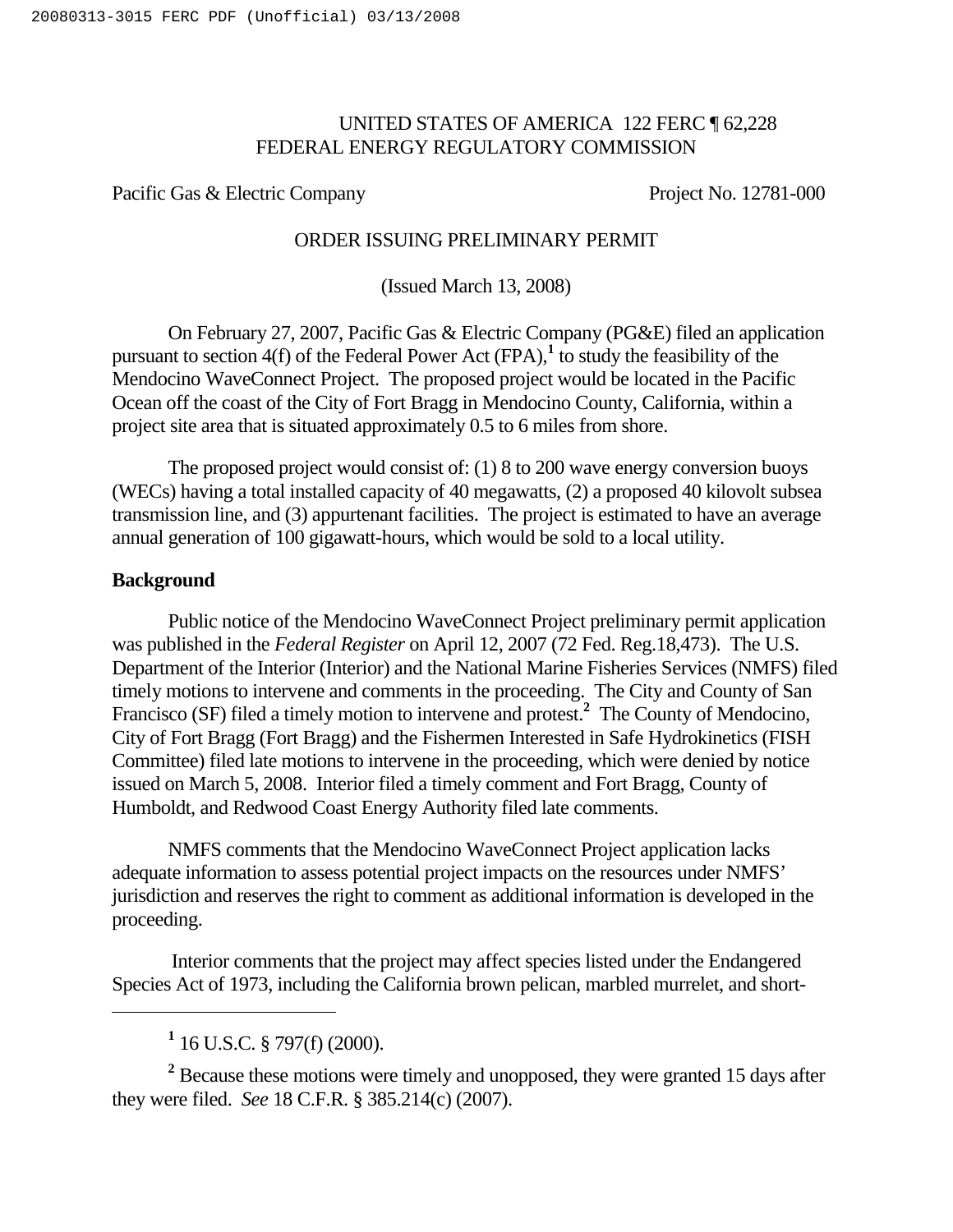UNITED STATES OF AMERICA 122 FERC ¶ 62,228
FEDERAL ENERGY REGULATORY COMMISSION

Pacific Gas & Electric Company Project No. 12781-000

ORDER ISSUING PRELIMINARY PERMIT

(Issued March 13, 2008)

On February 27, 2007, Pacific Gas & Electric Company (PG&E) filed an application pursuant to section 4(f) of the Federal Power Act (FPA),[1] to study the feasibility of the Mendocino WaveConnect Project. The proposed project would be located in the Pacific Ocean off the coast of the City of Fort Bragg in Mendocino County, California, within a project site area that is situated approximately 0.5 to 6 miles from shore.

The proposed project would consist of: (1) 8 to 200 wave energy conversion buoys (WECs) having a total installed capacity of 40 megawatts, (2) a proposed 40 kilovolt subsea transmission line, and (3) appurtenant facilities. The project is estimated to have an average annual generation of 100 gigawatt-hours, which would be sold to a local utility.

**Background**

Public notice of the Mendocino WaveConnect Project preliminary permit application was published in the *Federal Register* on April 12, 2007 (72 Fed. Reg.18,473). The U.S. Department of the Interior (Interior) and the National Marine Fisheries Services (NMFS) filed timely motions to intervene and comments in the proceeding. The City and County of San Francisco (SF) filed a timely motion to intervene and protest.[2] The County of Mendocino, City of Fort Bragg (Fort Bragg) and the Fishermen Interested in Safe Hydrokinetics (FISH Committee) filed late motions to intervene in the proceeding, which were denied by notice issued on March 5, 2008. Interior filed a timely comment and Fort Bragg, County of Humboldt, and Redwood Coast Energy Authority filed late comments.

NMFS comments that the Mendocino WaveConnect Project application lacks adequate information to assess potential project impacts on the resources under NMFS' jurisdiction and reserves the right to comment as additional information is developed in the proceeding.

Interior comments that the project may affect species listed under the Endangered Species Act of 1973, including the California brown pelican, marbled murrelet, and short-

[1] 16 U.S.C. § 797(f) (2000).

[2] Because these motions were timely and unopposed, they were granted 15 days after they were filed. *See* 18 C.F.R. § 385.214(c) (2007).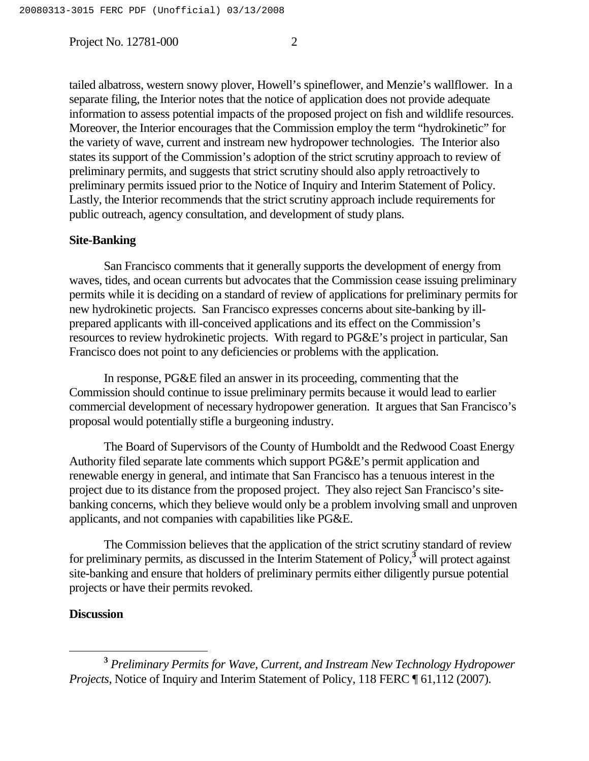tailed albatross, western snowy plover, Howell's spineflower, and Menzie's wallflower. In a separate filing, the Interior notes that the notice of application does not provide adequate information to assess potential impacts of the proposed project on fish and wildlife resources. Moreover, the Interior encourages that the Commission employ the term "hydrokinetic" for the variety of wave, current and instream new hydropower technologies. The Interior also states its support of the Commission's adoption of the strict scrutiny approach to review of preliminary permits, and suggests that strict scrutiny should also apply retroactively to preliminary permits issued prior to the Notice of Inquiry and Interim Statement of Policy. Lastly, the Interior recommends that the strict scrutiny approach include requirements for public outreach, agency consultation, and development of study plans.

**Site-Banking**

San Francisco comments that it generally supports the development of energy from waves, tides, and ocean currents but advocates that the Commission cease issuing preliminary permits while it is deciding on a standard of review of applications for preliminary permits for new hydrokinetic projects. San Francisco expresses concerns about site-banking by ill-prepared applicants with ill-conceived applications and its effect on the Commission's resources to review hydrokinetic projects. With regard to PG&E's project in particular, San Francisco does not point to any deficiencies or problems with the application.

In response, PG&E filed an answer in its proceeding, commenting that the Commission should continue to issue preliminary permits because it would lead to earlier commercial development of necessary hydropower generation. It argues that San Francisco's proposal would potentially stifle a burgeoning industry.

The Board of Supervisors of the County of Humboldt and the Redwood Coast Energy Authority filed separate late comments which support PG&E's permit application and renewable energy in general, and intimate that San Francisco has a tenuous interest in the project due to its distance from the proposed project. They also reject San Francisco's site-banking concerns, which they believe would only be a problem involving small and unproven applicants, and not companies with capabilities like PG&E.

The Commission believes that the application of the strict scrutiny standard of review for preliminary permits, as discussed in the Interim Statement of Policy,[3] will protect against site-banking and ensure that holders of preliminary permits either diligently pursue potential projects or have their permits revoked.

**Discussion**

[3] *Preliminary Permits for Wave, Current, and Instream New Technology Hydropower Projects*, Notice of Inquiry and Interim Statement of Policy, 118 FERC ¶ 61,112 (2007).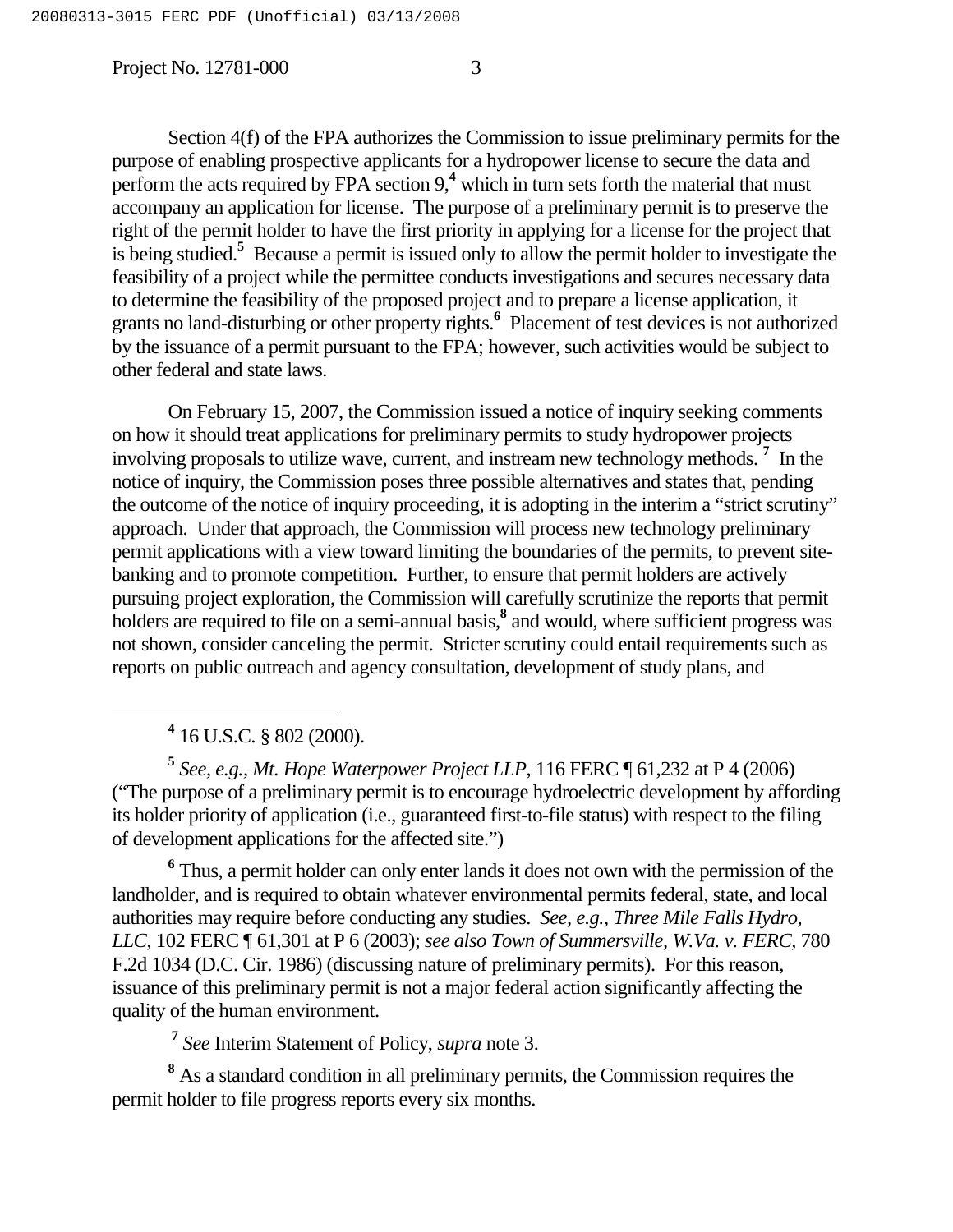Section 4(f) of the FPA authorizes the Commission to issue preliminary permits for the purpose of enabling prospective applicants for a hydropower license to secure the data and perform the acts required by FPA section 9,[4] which in turn sets forth the material that must accompany an application for license. The purpose of a preliminary permit is to preserve the right of the permit holder to have the first priority in applying for a license for the project that is being studied.[5] Because a permit is issued only to allow the permit holder to investigate the feasibility of a project while the permittee conducts investigations and secures necessary data to determine the feasibility of the proposed project and to prepare a license application, it grants no land-disturbing or other property rights.[6] Placement of test devices is not authorized by the issuance of a permit pursuant to the FPA; however, such activities would be subject to other federal and state laws.

On February 15, 2007, the Commission issued a notice of inquiry seeking comments on how it should treat applications for preliminary permits to study hydropower projects involving proposals to utilize wave, current, and instream new technology methods.[7] In the notice of inquiry, the Commission poses three possible alternatives and states that, pending the outcome of the notice of inquiry proceeding, it is adopting in the interim a "strict scrutiny" approach. Under that approach, the Commission will process new technology preliminary permit applications with a view toward limiting the boundaries of the permits, to prevent site-banking and to promote competition. Further, to ensure that permit holders are actively pursuing project exploration, the Commission will carefully scrutinize the reports that permit holders are required to file on a semi-annual basis,[8] and would, where sufficient progress was not shown, consider canceling the permit. Stricter scrutiny could entail requirements such as reports on public outreach and agency consultation, development of study plans, and

---

[4] 16 U.S.C. § 802 (2000).

[5] *See, e.g., Mt. Hope Waterpower Project LLP*, 116 FERC ¶ 61,232 at P 4 (2006) ("The purpose of a preliminary permit is to encourage hydroelectric development by affording its holder priority of application (i.e., guaranteed first-to-file status) with respect to the filing of development applications for the affected site.")

[6] Thus, a permit holder can only enter lands it does not own with the permission of the landholder, and is required to obtain whatever environmental permits federal, state, and local authorities may require before conducting any studies. *See, e.g., Three Mile Falls Hydro, LLC*, 102 FERC ¶ 61,301 at P 6 (2003); *see also Town of Summersville, W.Va. v. FERC*, 780 F.2d 1034 (D.C. Cir. 1986) (discussing nature of preliminary permits). For this reason, issuance of this preliminary permit is not a major federal action significantly affecting the quality of the human environment.

[7] *See* Interim Statement of Policy, *supra* note 3.

[8] As a standard condition in all preliminary permits, the Commission requires the permit holder to file progress reports every six months.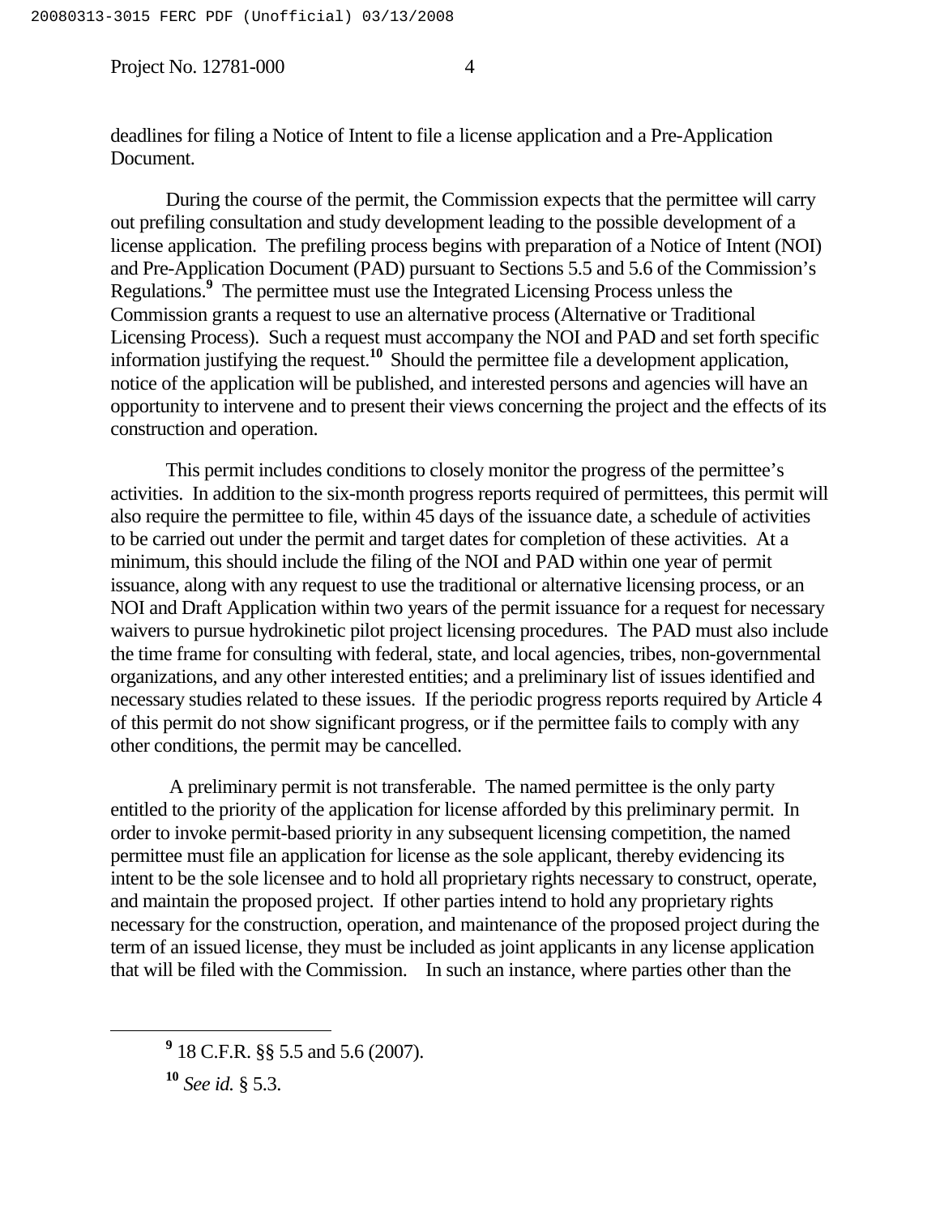deadlines for filing a Notice of Intent to file a license application and a Pre-Application Document.

During the course of the permit, the Commission expects that the permittee will carry out prefiling consultation and study development leading to the possible development of a license application. The prefiling process begins with preparation of a Notice of Intent (NOI) and Pre-Application Document (PAD) pursuant to Sections 5.5 and 5.6 of the Commission's Regulations.[9] The permittee must use the Integrated Licensing Process unless the Commission grants a request to use an alternative process (Alternative or Traditional Licensing Process). Such a request must accompany the NOI and PAD and set forth specific information justifying the request.[10] Should the permittee file a development application, notice of the application will be published, and interested persons and agencies will have an opportunity to intervene and to present their views concerning the project and the effects of its construction and operation.

This permit includes conditions to closely monitor the progress of the permittee's activities. In addition to the six-month progress reports required of permittees, this permit will also require the permittee to file, within 45 days of the issuance date, a schedule of activities to be carried out under the permit and target dates for completion of these activities. At a minimum, this should include the filing of the NOI and PAD within one year of permit issuance, along with any request to use the traditional or alternative licensing process, or an NOI and Draft Application within two years of the permit issuance for a request for necessary waivers to pursue hydrokinetic pilot project licensing procedures. The PAD must also include the time frame for consulting with federal, state, and local agencies, tribes, non-governmental organizations, and any other interested entities; and a preliminary list of issues identified and necessary studies related to these issues. If the periodic progress reports required by Article 4 of this permit do not show significant progress, or if the permittee fails to comply with any other conditions, the permit may be cancelled.

A preliminary permit is not transferable. The named permittee is the only party entitled to the priority of the application for license afforded by this preliminary permit. In order to invoke permit-based priority in any subsequent licensing competition, the named permittee must file an application for license as the sole applicant, thereby evidencing its intent to be the sole licensee and to hold all proprietary rights necessary to construct, operate, and maintain the proposed project. If other parties intend to hold any proprietary rights necessary for the construction, operation, and maintenance of the proposed project during the term of an issued license, they must be included as joint applicants in any license application that will be filed with the Commission. In such an instance, where parties other than the

---

[9] 18 C.F.R. §§ 5.5 and 5.6 (2007).

[10] *See id.* § 5.3.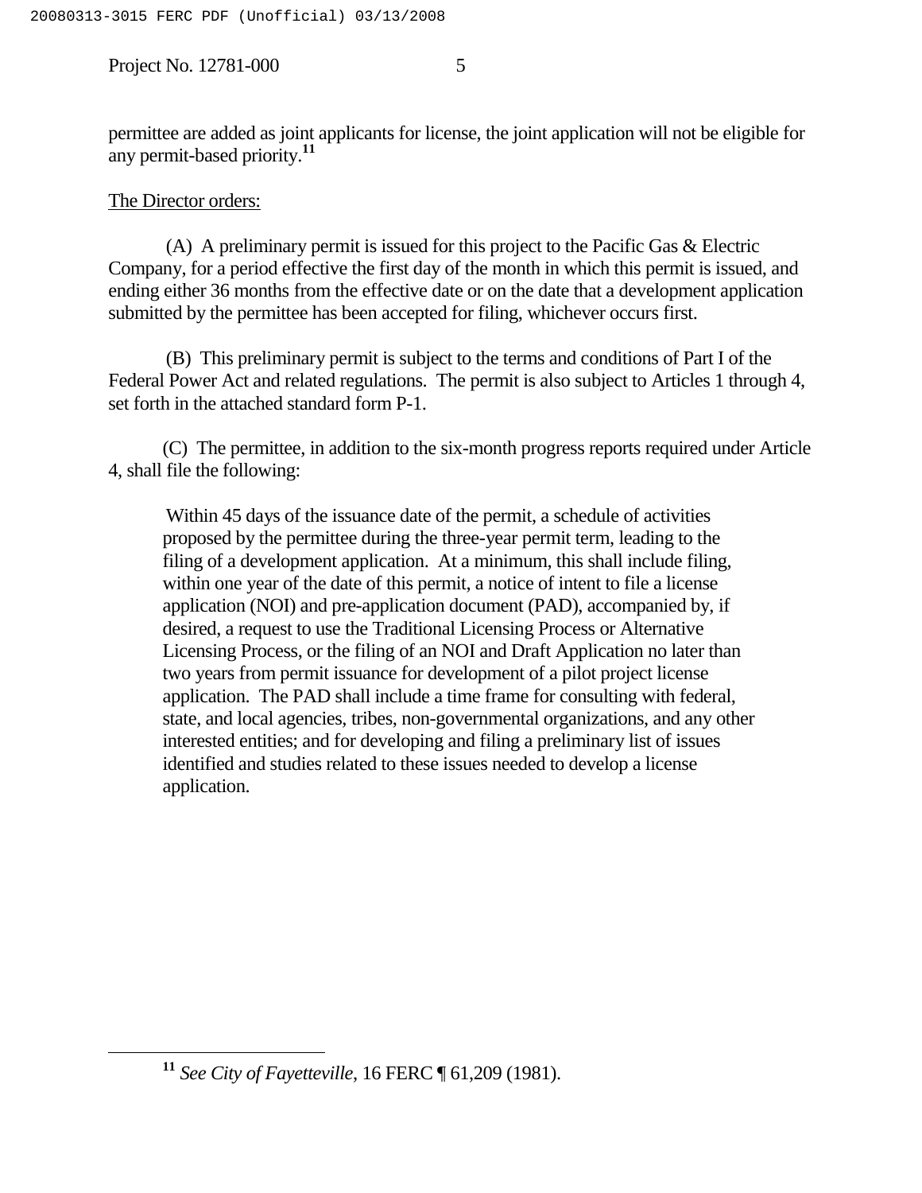permittee are added as joint applicants for license, the joint application will not be eligible for any permit-based priority.[11]

The Director orders:

(A) A preliminary permit is issued for this project to the Pacific Gas & Electric Company, for a period effective the first day of the month in which this permit is issued, and ending either 36 months from the effective date or on the date that a development application submitted by the permittee has been accepted for filing, whichever occurs first.

(B) This preliminary permit is subject to the terms and conditions of Part I of the Federal Power Act and related regulations. The permit is also subject to Articles 1 through 4, set forth in the attached standard form P-1.

(C) The permittee, in addition to the six-month progress reports required under Article 4, shall file the following:

> Within 45 days of the issuance date of the permit, a schedule of activities proposed by the permittee during the three-year permit term, leading to the filing of a development application. At a minimum, this shall include filing, within one year of the date of this permit, a notice of intent to file a license application (NOI) and pre-application document (PAD), accompanied by, if desired, a request to use the Traditional Licensing Process or Alternative Licensing Process, or the filing of an NOI and Draft Application no later than two years from permit issuance for development of a pilot project license application. The PAD shall include a time frame for consulting with federal, state, and local agencies, tribes, non-governmental organizations, and any other interested entities; and for developing and filing a preliminary list of issues identified and studies related to these issues needed to develop a license application.

---

[11] *See City of Fayetteville*, 16 FERC ¶ 61,209 (1981).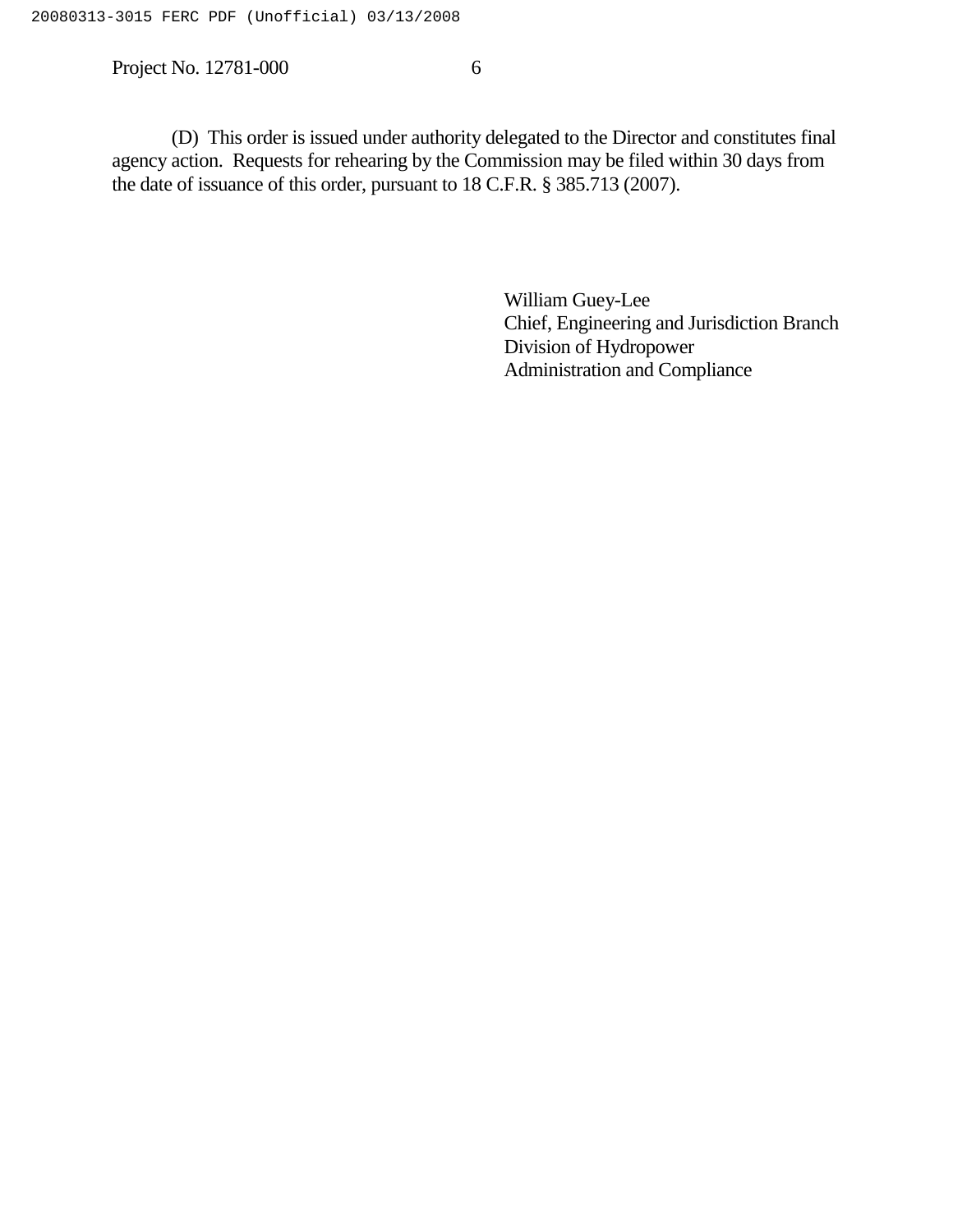(D) This order is issued under authority delegated to the Director and constitutes final agency action. Requests for rehearing by the Commission may be filed within 30 days from the date of issuance of this order, pursuant to 18 C.F.R. § 385.713 (2007).

William Guey-Lee
Chief, Engineering and Jurisdiction Branch
Division of Hydropower
Administration and Compliance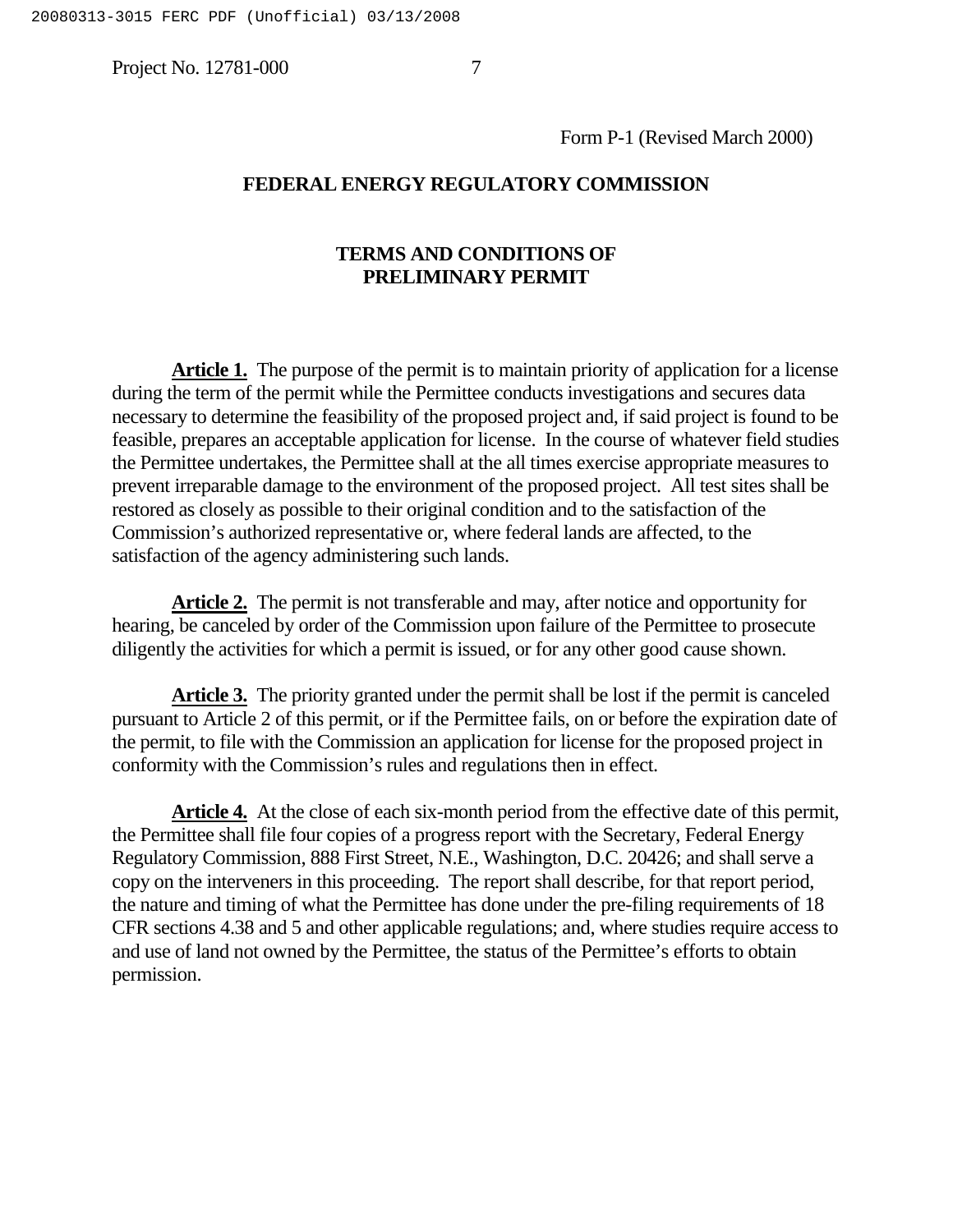Form P-1 (Revised March 2000)

## FEDERAL ENERGY REGULATORY COMMISSION

## TERMS AND CONDITIONS OF PRELIMINARY PERMIT

**Article 1.** The purpose of the permit is to maintain priority of application for a license during the term of the permit while the Permittee conducts investigations and secures data necessary to determine the feasibility of the proposed project and, if said project is found to be feasible, prepares an acceptable application for license. In the course of whatever field studies the Permittee undertakes, the Permittee shall at the all times exercise appropriate measures to prevent irreparable damage to the environment of the proposed project. All test sites shall be restored as closely as possible to their original condition and to the satisfaction of the Commission's authorized representative or, where federal lands are affected, to the satisfaction of the agency administering such lands.

**Article 2.** The permit is not transferable and may, after notice and opportunity for hearing, be canceled by order of the Commission upon failure of the Permittee to prosecute diligently the activities for which a permit is issued, or for any other good cause shown.

**Article 3.** The priority granted under the permit shall be lost if the permit is canceled pursuant to Article 2 of this permit, or if the Permittee fails, on or before the expiration date of the permit, to file with the Commission an application for license for the proposed project in conformity with the Commission's rules and regulations then in effect.

**Article 4.** At the close of each six-month period from the effective date of this permit, the Permittee shall file four copies of a progress report with the Secretary, Federal Energy Regulatory Commission, 888 First Street, N.E., Washington, D.C. 20426; and shall serve a copy on the interveners in this proceeding. The report shall describe, for that report period, the nature and timing of what the Permittee has done under the pre-filing requirements of 18 CFR sections 4.38 and 5 and other applicable regulations; and, where studies require access to and use of land not owned by the Permittee, the status of the Permittee's efforts to obtain permission.